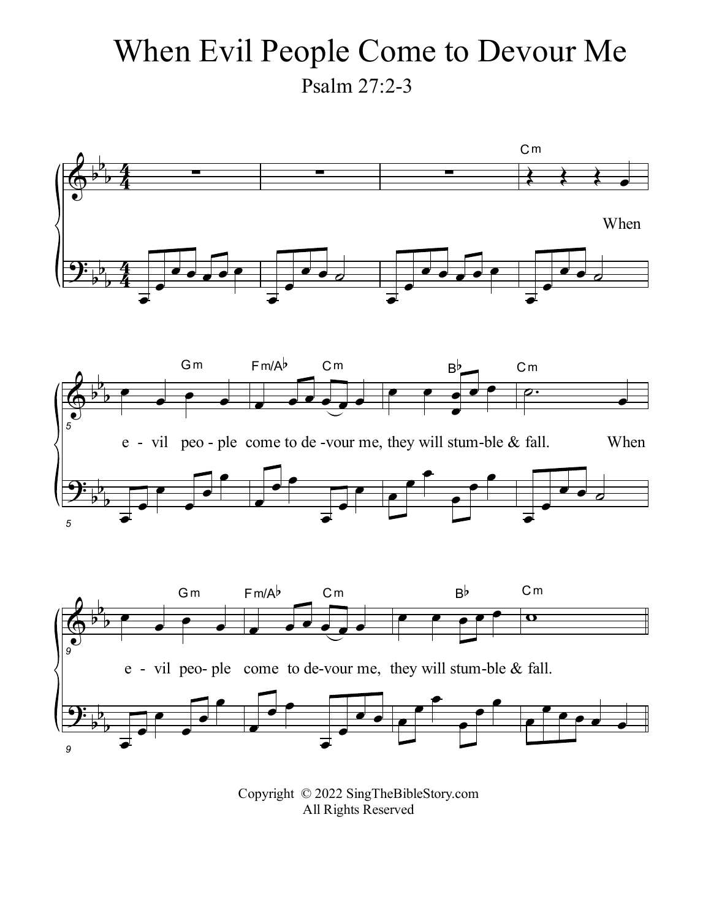# When Evil People Come to Devour Me

Psalm 27:2-3

When

e - vil peo - ple come to de -vour me, they will stum-ble & fall. When

e - vil peo- ple come to de-vour me, they will stum-ble & fall.

Copyright © 2022 SingTheBibleStory.com
All Rights Reserved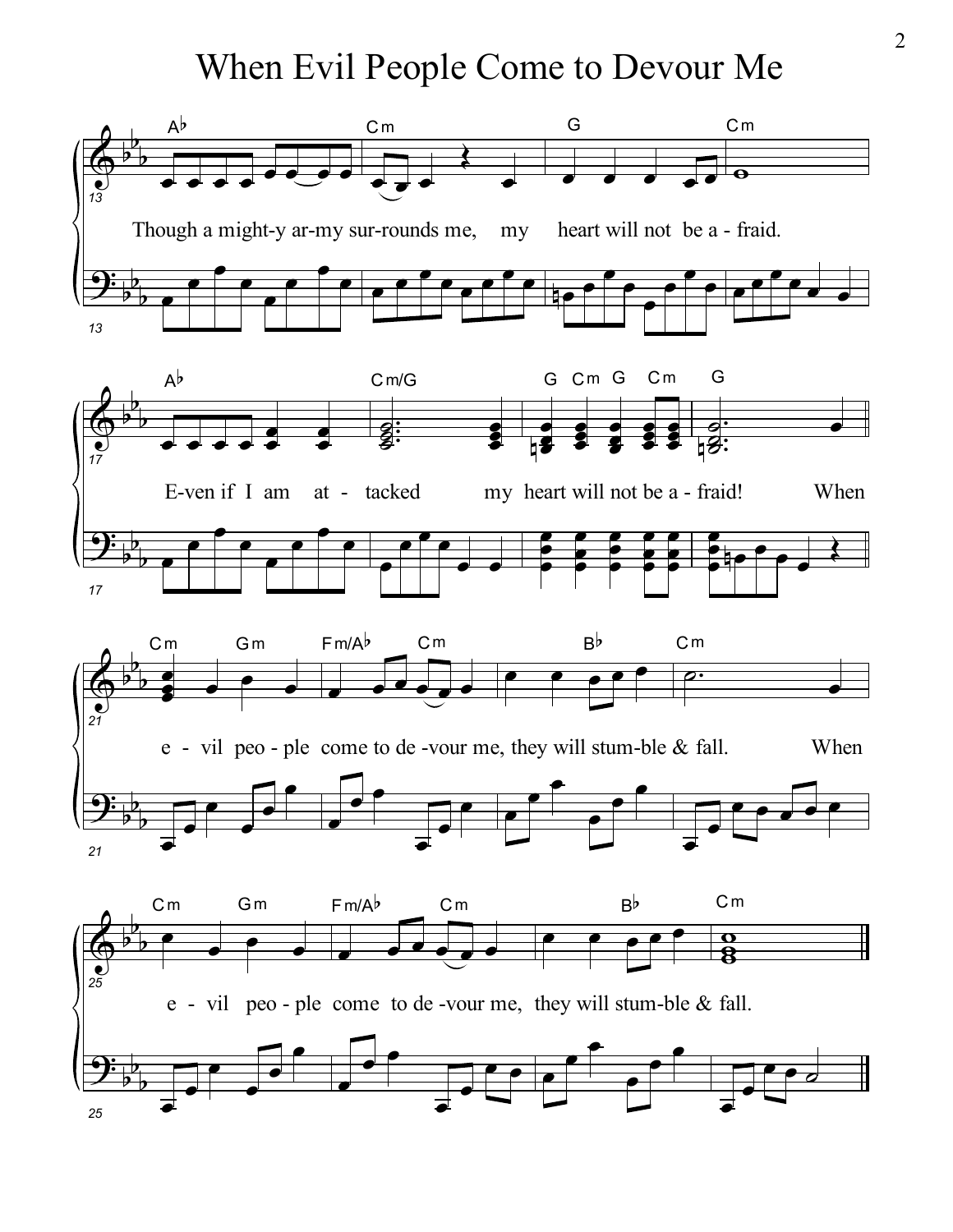# When Evil People Come to Devour Me

Ab Cm G Cm

Though a might-y ar-my sur-rounds me, my heart will not be a - fraid.

Ab Cm/G G Cm G Cm G

E-ven if I am at - tacked my heart will not be a - fraid! When

Cm Gm Fm/Ab Cm Bb Cm

e - vil peo - ple come to de -vour me, they will stum-ble & fall. When

Cm Gm Fm/Ab Cm Bb Cm

e - vil peo - ple come to de -vour me, they will stum-ble & fall.